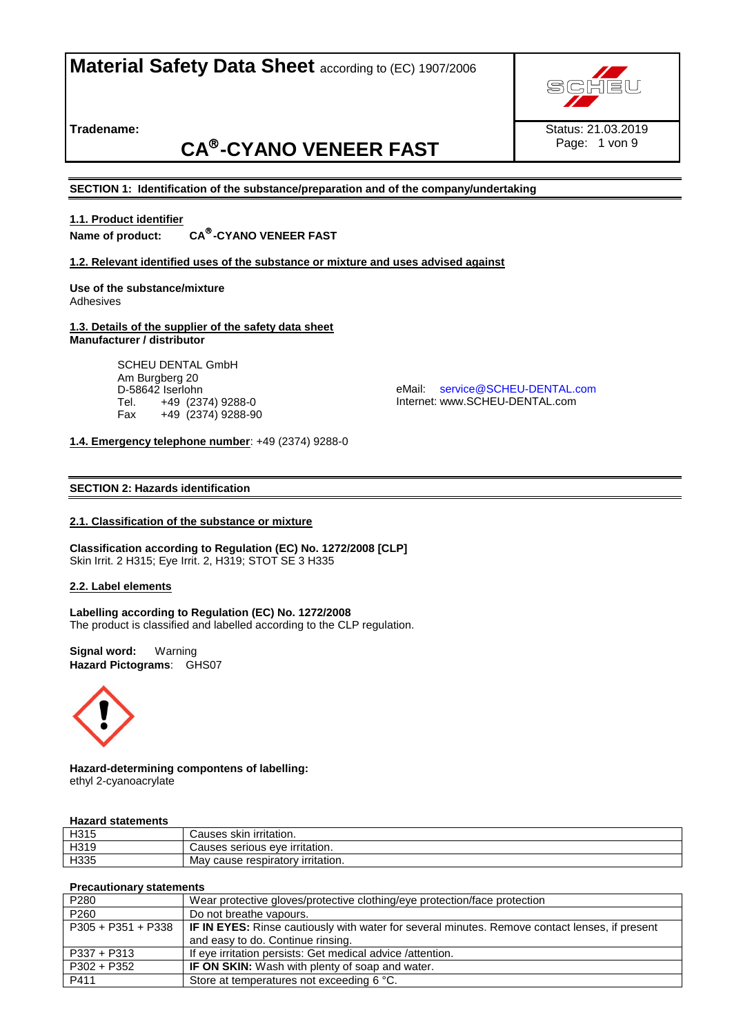# Material Safety Data Sheet according to (EC) 1907/2006

**Tradename:**

## CA®-CYANO VENEER FAST

Status: 21.03.2019

**SECTION 1: Identification of the substance/preparation and of the company/undertaking**

**1.1. Product identifier**

**Name of product:** **CA®-CYANO VENEER FAST**

**1.2. Relevant identified uses of the substance or mixture and uses advised against**

**Use of the substance/mixture**
Adhesives

**1.3. Details of the supplier of the safety data sheet**
**Manufacturer / distributor**

SCHEU DENTAL GmbH
Am Burgberg 20
D-58642 Iserlohn
Tel. +49 (2374) 9288-0
Fax +49 (2374) 9288-90

eMail: service@SCHEU-DENTAL.com
Internet: www.SCHEU-DENTAL.com

**1.4. Emergency telephone number**: +49 (2374) 9288-0

**SECTION 2: Hazards identification**

**2.1. Classification of the substance or mixture**

**Classification according to Regulation (EC) No. 1272/2008 [CLP]**
Skin Irrit. 2 H315; Eye Irrit. 2, H319; STOT SE 3 H335

**2.2. Label elements**

**Labelling according to Regulation (EC) No. 1272/2008**
The product is classified and labelled according to the CLP regulation.

**Signal word:** Warning
**Hazard Pictograms**: GHS07

**Hazard-determining compontens of labelling:**
ethyl 2-cyanoacrylate

**Hazard statements**

| | |
|---|---|
| H315 | Causes skin irritation. |
| H319 | Causes serious eye irritation. |
| H335 | May cause respiratory irritation. |

**Precautionary statements**

| | |
|---|---|
| P280 | Wear protective gloves/protective clothing/eye protection/face protection |
| P260 | Do not breathe vapours. |
| P305 + P351 + P338 | **IF IN EYES:** Rinse cautiously with water for several minutes. Remove contact lenses, if present and easy to do. Continue rinsing. |
| P337 + P313 | If eye irritation persists: Get medical advice /attention. |
| P302 + P352 | **IF ON SKIN:** Wash with plenty of soap and water. |
| P411 | Store at temperatures not exceeding 6 °C. |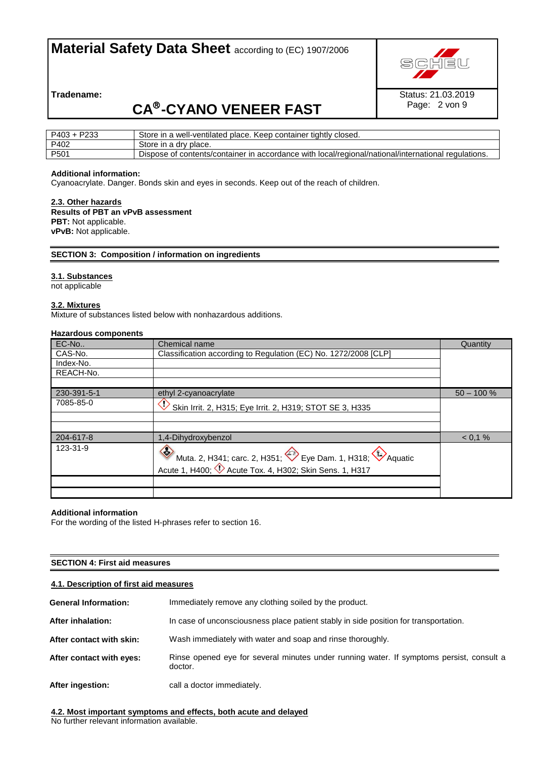| | |
|---|---|
| P403 + P233 | Store in a well-ventilated place. Keep container tightly closed. |
| P402 | Store in a dry place. |
| P501 | Dispose of contents/container in accordance with local/regional/national/international regulations. |

**Additional information:**
Cyanoacrylate. Danger. Bonds skin and eyes in seconds. Keep out of the reach of children.

**2.3. Other hazards**

**Results of PBT an vPvB assessment**
**PBT:** Not applicable.
**vPvB:** Not applicable.

## SECTION 3: Composition / information on ingredients

**3.1. Substances**

not applicable

**3.2. Mixtures**

Mixture of substances listed below with nonhazardous additions.

**Hazardous components**

| EC-No.. / CAS-No. / Index-No. / REACH-No. | Chemical name / Classification according to Regulation (EC) No. 1272/2008 [CLP] | Quantity |
|---|---|---|
| 230-391-5-1 | ethyl 2-cyanoacrylate | 50 – 100 % |
| 7085-85-0 | Skin Irrit. 2, H315; Eye Irrit. 2, H319; STOT SE 3, H335 | |
| 204-617-8 | 1,4-Dihydroxybenzol | < 0,1 % |
| 123-31-9 | Muta. 2, H341; carc. 2, H351; Eye Dam. 1, H318; Aquatic Acute 1, H400; Acute Tox. 4, H302; Skin Sens. 1, H317 | |

**Additional information**
For the wording of the listed H-phrases refer to section 16.

## SECTION 4: First aid measures

**4.1. Description of first aid measures**

**General Information:** Immediately remove any clothing soiled by the product.

**After inhalation:** In case of unconsciousness place patient stably in side position for transportation.

**After contact with skin:** Wash immediately with water and soap and rinse thoroughly.

**After contact with eyes:** Rinse opened eye for several minutes under running water. If symptoms persist, consult a doctor.

**After ingestion:** call a doctor immediately.

**4.2. Most important symptoms and effects, both acute and delayed**

No further relevant information available.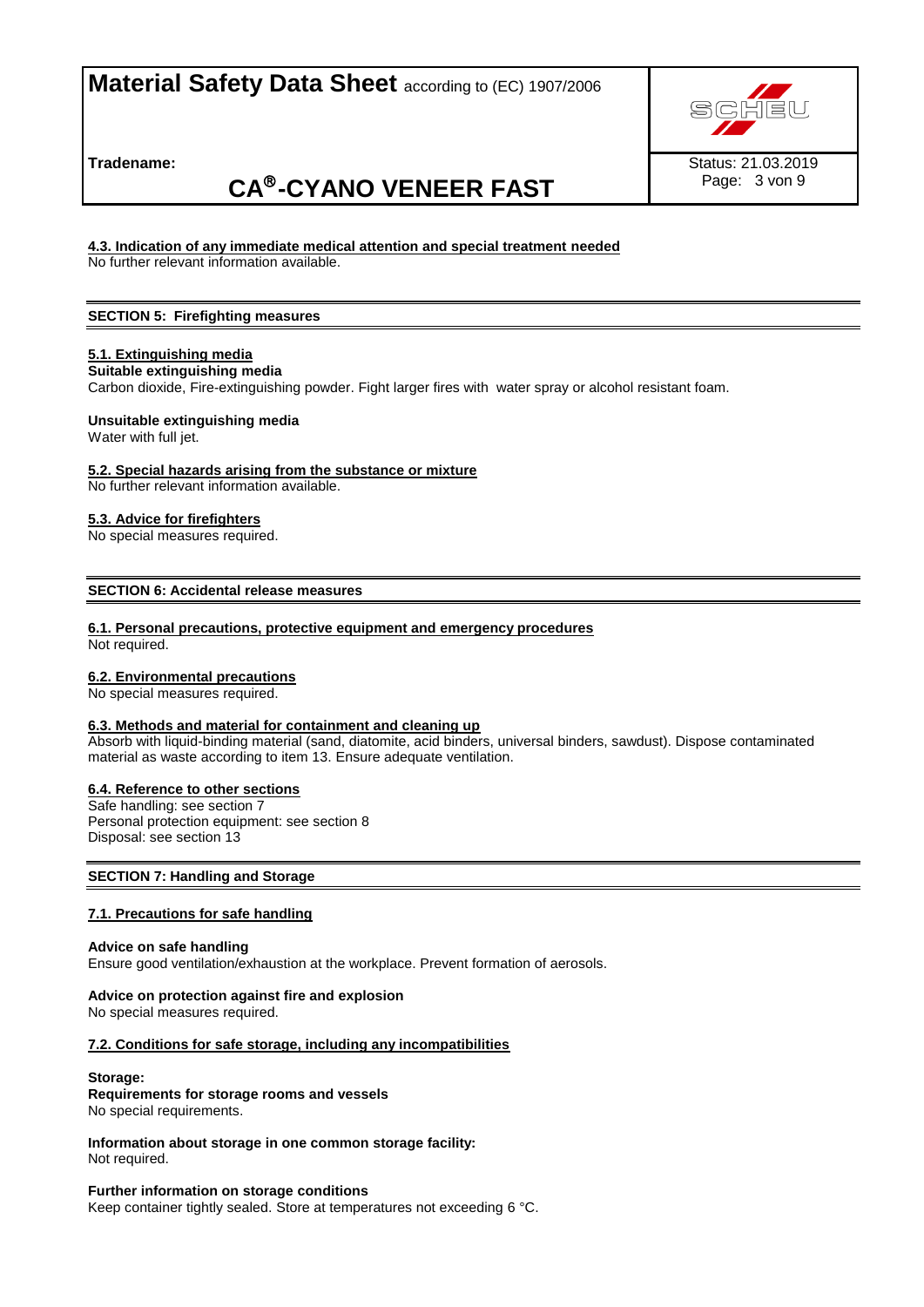#### 4.3. Indication of any immediate medical attention and special treatment needed

No further relevant information available.

## SECTION 5: Firefighting measures

### 5.1. Extinguishing media

**Suitable extinguishing media**

Carbon dioxide, Fire-extinguishing powder. Fight larger fires with water spray or alcohol resistant foam.

**Unsuitable extinguishing media**

Water with full jet.

### 5.2. Special hazards arising from the substance or mixture

No further relevant information available.

### 5.3. Advice for firefighters

No special measures required.

## SECTION 6: Accidental release measures

### 6.1. Personal precautions, protective equipment and emergency procedures

Not required.

### 6.2. Environmental precautions

No special measures required.

### 6.3. Methods and material for containment and cleaning up

Absorb with liquid-binding material (sand, diatomite, acid binders, universal binders, sawdust). Dispose contaminated material as waste according to item 13. Ensure adequate ventilation.

### 6.4. Reference to other sections

Safe handling: see section 7
Personal protection equipment: see section 8
Disposal: see section 13

## SECTION 7: Handling and Storage

### 7.1. Precautions for safe handling

**Advice on safe handling**

Ensure good ventilation/exhaustion at the workplace. Prevent formation of aerosols.

**Advice on protection against fire and explosion**

No special measures required.

### 7.2. Conditions for safe storage, including any incompatibilities

**Storage:**

**Requirements for storage rooms and vessels**

No special requirements.

**Information about storage in one common storage facility:**

Not required.

**Further information on storage conditions**

Keep container tightly sealed. Store at temperatures not exceeding 6 °C.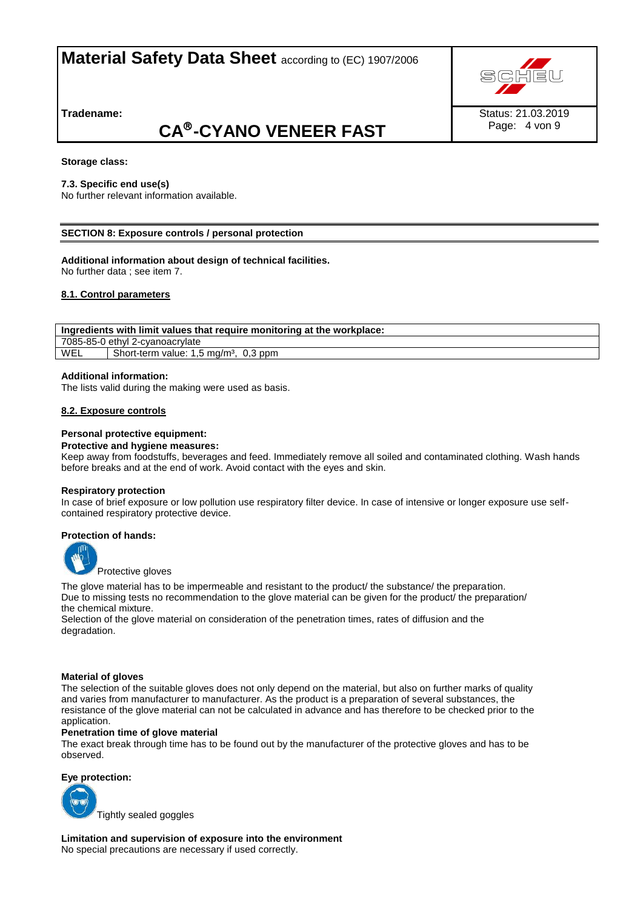**Storage class:**

**7.3. Specific end use(s)**
No further relevant information available.

## SECTION 8: Exposure controls / personal protection

**Additional information about design of technical facilities.**
No further data ; see item 7.

### 8.1. Control parameters

| Ingredients with limit values that require monitoring at the workplace: | |
|---|---|
| 7085-85-0 ethyl 2-cyanoacrylate | |
| WEL | Short-term value: 1,5 mg/m³, 0,3 ppm |

**Additional information:**
The lists valid during the making were used as basis.

### 8.2. Exposure controls

**Personal protective equipment:**
**Protective and hygiene measures:**
Keep away from foodstuffs, beverages and feed. Immediately remove all soiled and contaminated clothing. Wash hands before breaks and at the end of work. Avoid contact with the eyes and skin.

**Respiratory protection**
In case of brief exposure or low pollution use respiratory filter device. In case of intensive or longer exposure use self-contained respiratory protective device.

**Protection of hands:**

Protective gloves

The glove material has to be impermeable and resistant to the product/ the substance/ the preparation.
Due to missing tests no recommendation to the glove material can be given for the product/ the preparation/ the chemical mixture.
Selection of the glove material on consideration of the penetration times, rates of diffusion and the degradation.

**Material of gloves**
The selection of the suitable gloves does not only depend on the material, but also on further marks of quality and varies from manufacturer to manufacturer. As the product is a preparation of several substances, the resistance of the glove material can not be calculated in advance and has therefore to be checked prior to the application.
**Penetration time of glove material**
The exact break through time has to be found out by the manufacturer of the protective gloves and has to be observed.

**Eye protection:**

Tightly sealed goggles

**Limitation and supervision of exposure into the environment**
No special precautions are necessary if used correctly.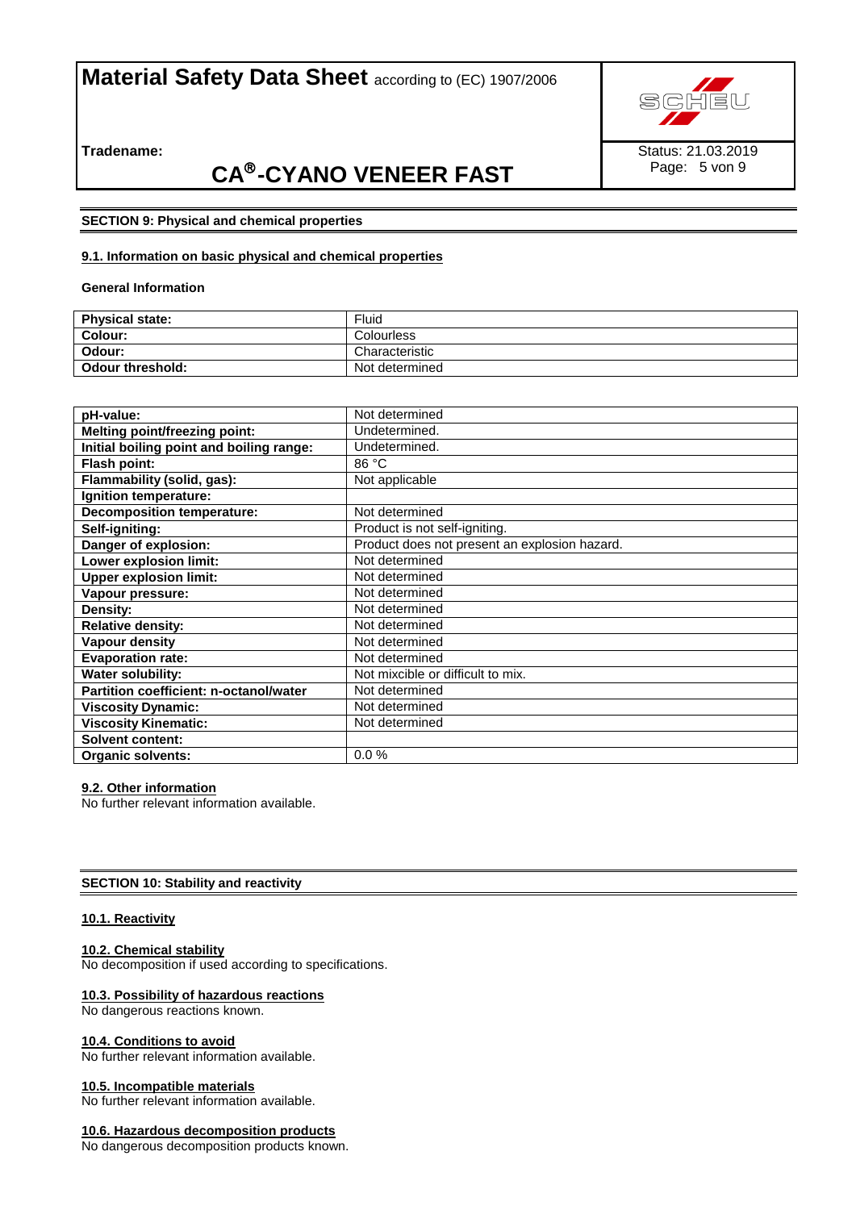## SECTION 9: Physical and chemical properties

### 9.1. Information on basic physical and chemical properties

**General Information**

| Physical state: | Fluid |
|---|---|
| Colour: | Colourless |
| Odour: | Characteristic |
| Odour threshold: | Not determined |

| pH-value: | Not determined |
|---|---|
| Melting point/freezing point: | Undetermined. |
| Initial boiling point and boiling range: | Undetermined. |
| Flash point: | 86 °C |
| Flammability (solid, gas): | Not applicable |
| Ignition temperature: | |
| Decomposition temperature: | Not determined |
| Self-igniting: | Product is not self-igniting. |
| Danger of explosion: | Product does not present an explosion hazard. |
| Lower explosion limit: | Not determined |
| Upper explosion limit: | Not determined |
| Vapour pressure: | Not determined |
| Density: | Not determined |
| Relative density: | Not determined |
| Vapour density | Not determined |
| Evaporation rate: | Not determined |
| Water solubility: | Not mixcible or difficult to mix. |
| Partition coefficient: n-octanol/water | Not determined |
| Viscosity Dynamic: | Not determined |
| Viscosity Kinematic: | Not determined |
| Solvent content: | |
| Organic solvents: | 0.0 % |

### 9.2. Other information

No further relevant information available.

## SECTION 10: Stability and reactivity

### 10.1. Reactivity

### 10.2. Chemical stability

No decomposition if used according to specifications.

### 10.3. Possibility of hazardous reactions

No dangerous reactions known.

### 10.4. Conditions to avoid

No further relevant information available.

### 10.5. Incompatible materials

No further relevant information available.

### 10.6. Hazardous decomposition products

No dangerous decomposition products known.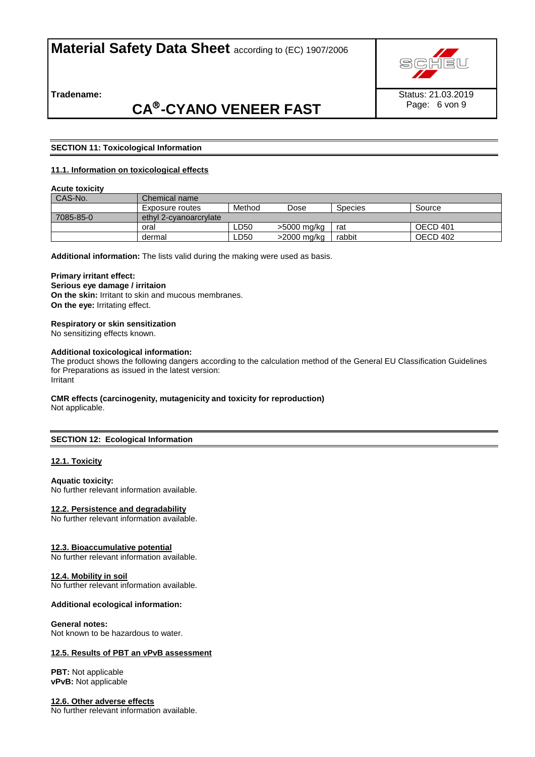## SECTION 11: Toxicological Information

### 11.1. Information on toxicological effects

**Acute toxicity**

| CAS-No. | Chemical name | | | | |
|---|---|---|---|---|---|
| | Exposure routes | Method | Dose | Species | Source |
| 7085-85-0 | ethyl 2-cyanoarcrylate | | | | |
| | oral | LD50 | >5000 mg/kg | rat | OECD 401 |
| | dermal | LD50 | >2000 mg/kg | rabbit | OECD 402 |

**Additional information:** The lists valid during the making were used as basis.

**Primary irritant effect:**
**Serious eye damage / irritaion**
**On the skin:** Irritant to skin and mucous membranes.
**On the eye:** Irritating effect.

**Respiratory or skin sensitization**
No sensitizing effects known.

**Additional toxicological information:**
The product shows the following dangers according to the calculation method of the General EU Classification Guidelines for Preparations as issued in the latest version:
Irritant

**CMR effects (carcinogenity, mutagenicity and toxicity for reproduction)**
Not applicable.

## SECTION 12: Ecological Information

### 12.1. Toxicity

**Aquatic toxicity:**
No further relevant information available.

### 12.2. Persistence and degradability
No further relevant information available.

### 12.3. Bioaccumulative potential
No further relevant information available.

### 12.4. Mobility in soil
No further relevant information available.

**Additional ecological information:**

**General notes:**
Not known to be hazardous to water.

### 12.5. Results of PBT an vPvB assessment

**PBT:** Not applicable
**vPvB:** Not applicable

### 12.6. Other adverse effects
No further relevant information available.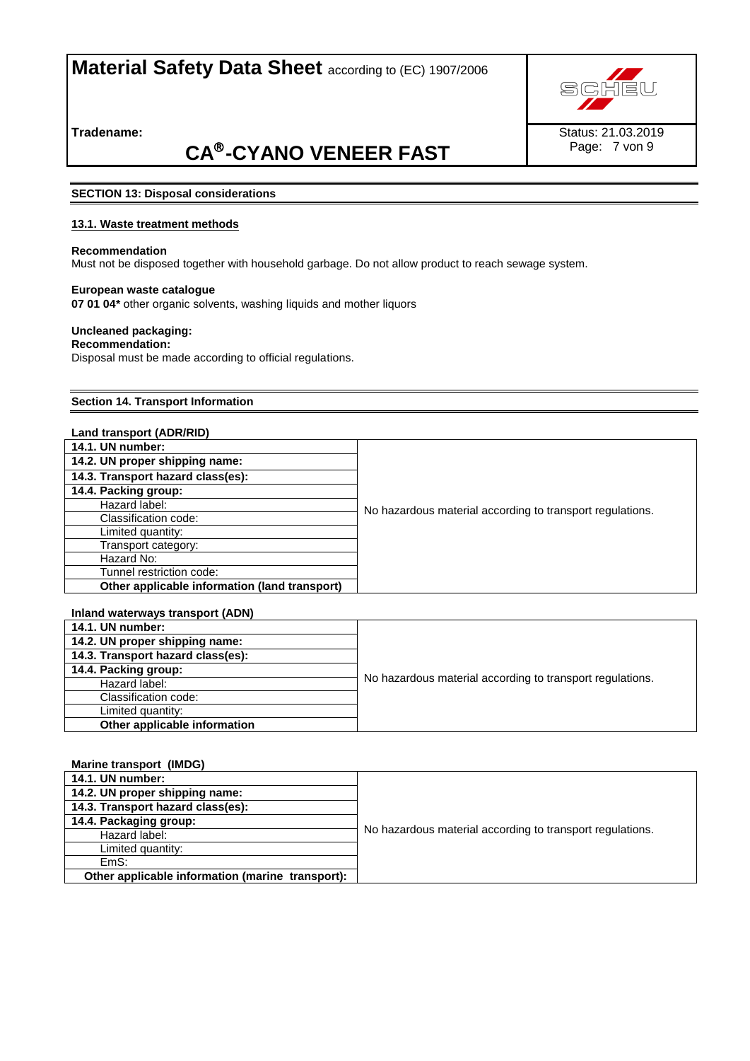# Material Safety Data Sheet according to (EC) 1907/2006

**Tradename:**

## CA®-CYANO VENEER FAST

Status: 21.03.2019

## SECTION 13: Disposal considerations

### 13.1. Waste treatment methods

**Recommendation**
Must not be disposed together with household garbage. Do not allow product to reach sewage system.

**European waste catalogue**
**07 01 04*** other organic solvents, washing liquids and mother liquors

**Uncleaned packaging:**
**Recommendation:**
Disposal must be made according to official regulations.

## Section 14. Transport Information

**Land transport (ADR/RID)**

| | |
|---|---|
| **14.1. UN number:** | No hazardous material according to transport regulations. |
| **14.2. UN proper shipping name:** | |
| **14.3. Transport hazard class(es):** | |
| **14.4. Packing group:** | |
| Hazard label: | |
| Classification code: | |
| Limited quantity: | |
| Transport category: | |
| Hazard No: | |
| Tunnel restriction code: | |
| **Other applicable information (land transport)** | |

**Inland waterways transport (ADN)**

| | |
|---|---|
| **14.1. UN number:** | No hazardous material according to transport regulations. |
| **14.2. UN proper shipping name:** | |
| **14.3. Transport hazard class(es):** | |
| **14.4. Packing group:** | |
| Hazard label: | |
| Classification code: | |
| Limited quantity: | |
| **Other applicable information** | |

**Marine transport (IMDG)**

| | |
|---|---|
| **14.1. UN number:** | No hazardous material according to transport regulations. |
| **14.2. UN proper shipping name:** | |
| **14.3. Transport hazard class(es):** | |
| **14.4. Packaging group:** | |
| Hazard label: | |
| Limited quantity: | |
| EmS: | |
| **Other applicable information (marine transport):** | |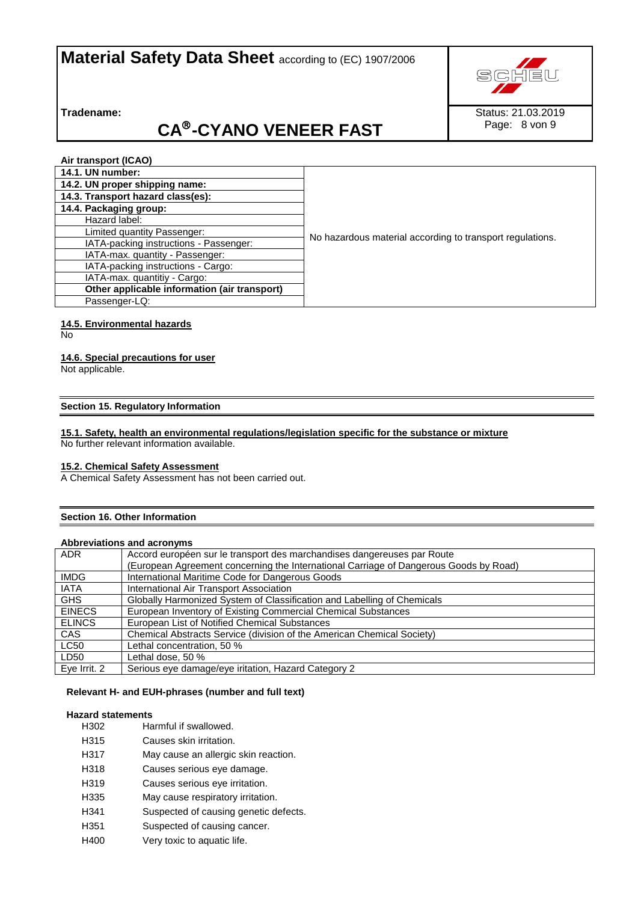**Air transport (ICAO)**

| | |
|---|---|
| **14.1. UN number:** | No hazardous material according to transport regulations. |
| **14.2. UN proper shipping name:** | |
| **14.3. Transport hazard class(es):** | |
| **14.4. Packaging group:** | |
| Hazard label: | |
| Limited quantity Passenger: | |
| IATA-packing instructions - Passenger: | |
| IATA-max. quantity - Passenger: | |
| IATA-packing instructions - Cargo: | |
| IATA-max. quantitiy - Cargo: | |
| **Other applicable information (air transport)** | |
| Passenger-LQ: | |

### 14.5. Environmental hazards

No

### 14.6. Special precautions for user

Not applicable.

## Section 15. Regulatory Information

### 15.1. Safety, health an environmental regulations/legislation specific for the substance or mixture

No further relevant information available.

### 15.2. Chemical Safety Assessment

A Chemical Safety Assessment has not been carried out.

## Section 16. Other Information

**Abbreviations and acronyms**

| | |
|---|---|
| ADR | Accord européen sur le transport des marchandises dangereuses par Route (European Agreement concerning the International Carriage of Dangerous Goods by Road) |
| IMDG | International Maritime Code for Dangerous Goods |
| IATA | International Air Transport Association |
| GHS | Globally Harmonized System of Classification and Labelling of Chemicals |
| EINECS | European Inventory of Existing Commercial Chemical Substances |
| ELINCS | European List of Notified Chemical Substances |
| CAS | Chemical Abstracts Service (division of the American Chemical Society) |
| LC50 | Lethal concentration, 50 % |
| LD50 | Lethal dose, 50 % |
| Eye Irrit. 2 | Serious eye damage/eye iritation, Hazard Category 2 |

**Relevant H- and EUH-phrases (number and full text)**

**Hazard statements**

| | |
|---|---|
| H302 | Harmful if swallowed. |
| H315 | Causes skin irritation. |
| H317 | May cause an allergic skin reaction. |
| H318 | Causes serious eye damage. |
| H319 | Causes serious eye irritation. |
| H335 | May cause respiratory irritation. |
| H341 | Suspected of causing genetic defects. |
| H351 | Suspected of causing cancer. |
| H400 | Very toxic to aquatic life. |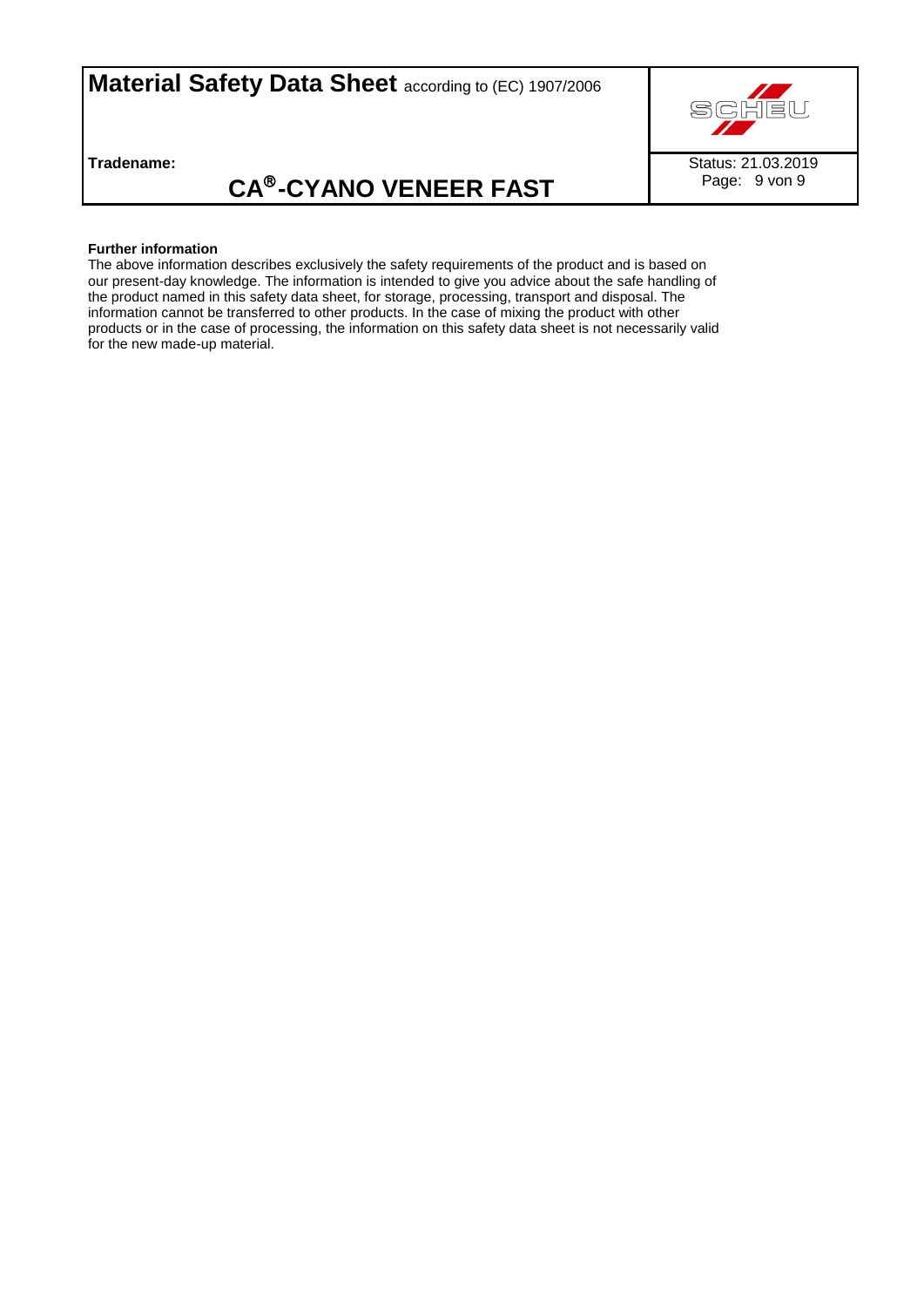**Further information**

The above information describes exclusively the safety requirements of the product and is based on our present-day knowledge. The information is intended to give you advice about the safe handling of the product named in this safety data sheet, for storage, processing, transport and disposal. The information cannot be transferred to other products. In the case of mixing the product with other products or in the case of processing, the information on this safety data sheet is not necessarily valid for the new made-up material.